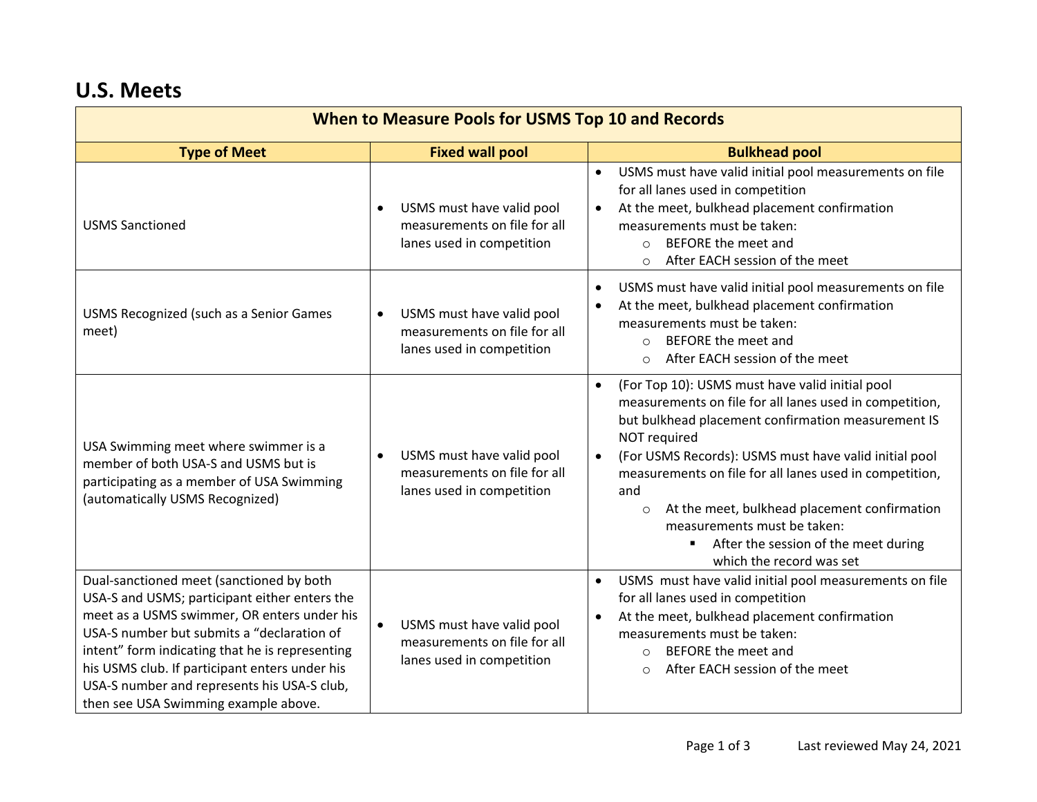## U.S. Meets

| When to Measure Pools for USMS Top 10 and Records | | |
|---|---|---|
| **Type of Meet** | **Fixed wall pool** | **Bulkhead pool** |
| USMS Sanctioned | • USMS must have valid pool measurements on file for all lanes used in competition | • USMS must have valid initial pool measurements on file for all lanes used in competition<br>• At the meet, bulkhead placement confirmation measurements must be taken:<br>○ BEFORE the meet and<br>○ After EACH session of the meet |
| USMS Recognized (such as a Senior Games meet) | • USMS must have valid pool measurements on file for all lanes used in competition | • USMS must have valid initial pool measurements on file<br>• At the meet, bulkhead placement confirmation measurements must be taken:<br>○ BEFORE the meet and<br>○ After EACH session of the meet |
| USA Swimming meet where swimmer is a member of both USA-S and USMS but is participating as a member of USA Swimming (automatically USMS Recognized) | • USMS must have valid pool measurements on file for all lanes used in competition | • (For Top 10): USMS must have valid initial pool measurements on file for all lanes used in competition, but bulkhead placement confirmation measurement IS NOT required<br>• (For USMS Records): USMS must have valid initial pool measurements on file for all lanes used in competition, and<br>○ At the meet, bulkhead placement confirmation measurements must be taken:<br>▪ After the session of the meet during which the record was set |
| Dual-sanctioned meet (sanctioned by both USA-S and USMS; participant either enters the meet as a USMS swimmer, OR enters under his USA-S number but submits a "declaration of intent" form indicating that he is representing his USMS club. If participant enters under his USA-S number and represents his USA-S club, then see USA Swimming example above. | • USMS must have valid pool measurements on file for all lanes used in competition | • USMS must have valid initial pool measurements on file for all lanes used in competition<br>• At the meet, bulkhead placement confirmation measurements must be taken:<br>○ BEFORE the meet and<br>○ After EACH session of the meet |

Last reviewed May 24, 2021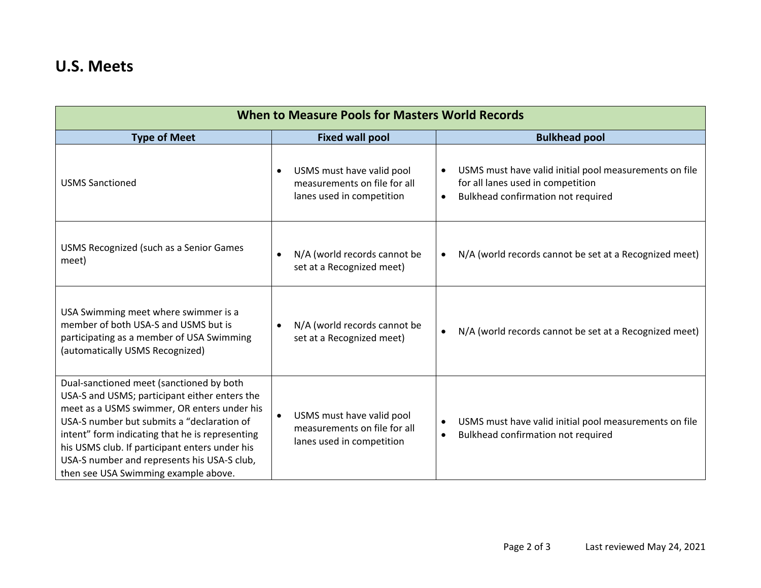## U.S. Meets

| When to Measure Pools for Masters World Records | | |
|---|---|---|
| **Type of Meet** | **Fixed wall pool** | **Bulkhead pool** |
| USMS Sanctioned | • USMS must have valid pool measurements on file for all lanes used in competition | • USMS must have valid initial pool measurements on file for all lanes used in competition<br>• Bulkhead confirmation not required |
| USMS Recognized (such as a Senior Games meet) | • N/A (world records cannot be set at a Recognized meet) | • N/A (world records cannot be set at a Recognized meet) |
| USA Swimming meet where swimmer is a member of both USA-S and USMS but is participating as a member of USA Swimming (automatically USMS Recognized) | • N/A (world records cannot be set at a Recognized meet) | • N/A (world records cannot be set at a Recognized meet) |
| Dual-sanctioned meet (sanctioned by both USA-S and USMS; participant either enters the meet as a USMS swimmer, OR enters under his USA-S number but submits a "declaration of intent" form indicating that he is representing his USMS club. If participant enters under his USA-S number and represents his USA-S club, then see USA Swimming example above. | • USMS must have valid pool measurements on file for all lanes used in competition | • USMS must have valid initial pool measurements on file<br>• Bulkhead confirmation not required |

Last reviewed May 24, 2021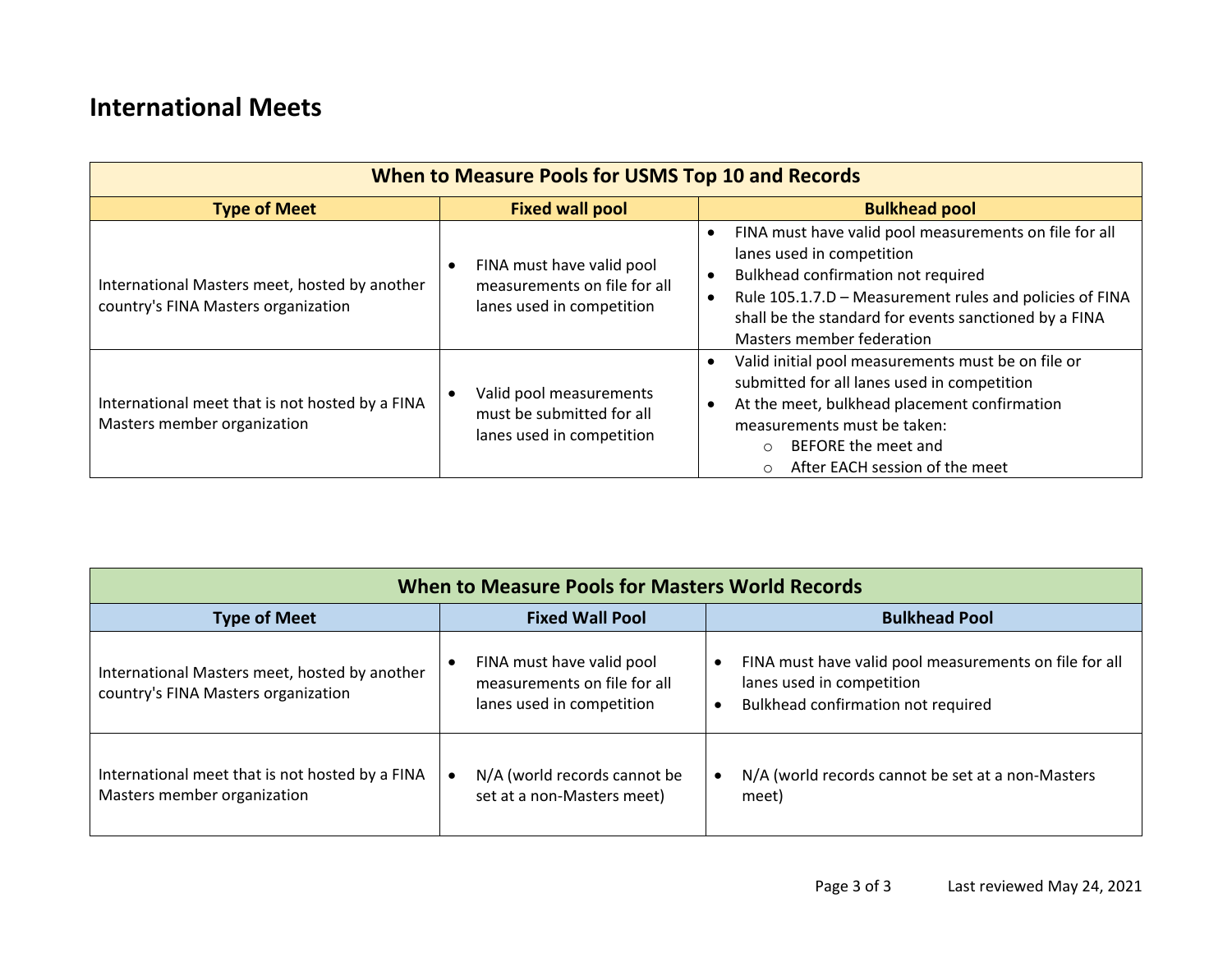## International Meets

| When to Measure Pools for USMS Top 10 and Records | | |
|---|---|---|
| **Type of Meet** | **Fixed wall pool** | **Bulkhead pool** |
| International Masters meet, hosted by another country's FINA Masters organization | • FINA must have valid pool measurements on file for all lanes used in competition | • FINA must have valid pool measurements on file for all lanes used in competition<br>• Bulkhead confirmation not required<br>• Rule 105.1.7.D – Measurement rules and policies of FINA shall be the standard for events sanctioned by a FINA Masters member federation |
| International meet that is not hosted by a FINA Masters member organization | • Valid pool measurements must be submitted for all lanes used in competition | • Valid initial pool measurements must be on file or submitted for all lanes used in competition<br>• At the meet, bulkhead placement confirmation measurements must be taken:<br>&nbsp;&nbsp;&nbsp;&nbsp;○ BEFORE the meet and<br>&nbsp;&nbsp;&nbsp;&nbsp;○ After EACH session of the meet |

| When to Measure Pools for Masters World Records | | |
|---|---|---|
| **Type of Meet** | **Fixed Wall Pool** | **Bulkhead Pool** |
| International Masters meet, hosted by another country's FINA Masters organization | • FINA must have valid pool measurements on file for all lanes used in competition | • FINA must have valid pool measurements on file for all lanes used in competition<br>• Bulkhead confirmation not required |
| International meet that is not hosted by a FINA Masters member organization | • N/A (world records cannot be set at a non-Masters meet) | • N/A (world records cannot be set at a non-Masters meet) |

Last reviewed May 24, 2021